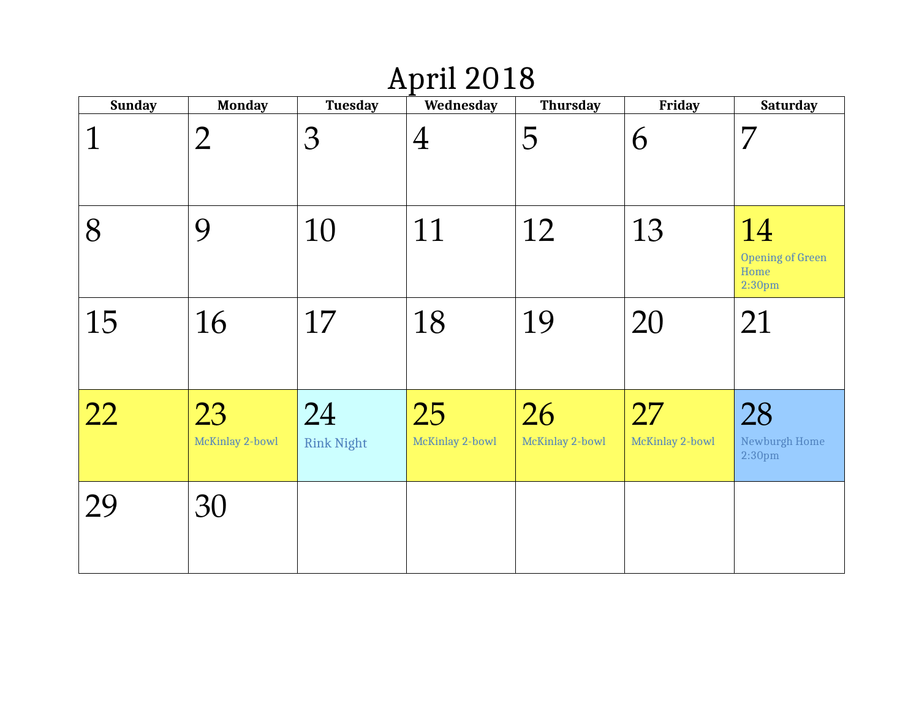# April 2018

| Sunday | Monday | Tuesday | Wednesday | Thursday | Friday | Saturday |
|---|---|---|---|---|---|---|
| 1 | 2 | 3 | 4 | 5 | 6 | 7 |
| 8 | 9 | 10 | 11 | 12 | 13 | 14 Opening of Green Home 2:30pm |
| 15 | 16 | 17 | 18 | 19 | 20 | 21 |
| 22 | 23 McKinlay 2-bowl | 24 Rink Night | 25 McKinlay 2-bowl | 26 McKinlay 2-bowl | 27 McKinlay 2-bowl | 28 Newburgh Home 2:30pm |
| 29 | 30 | | | | | |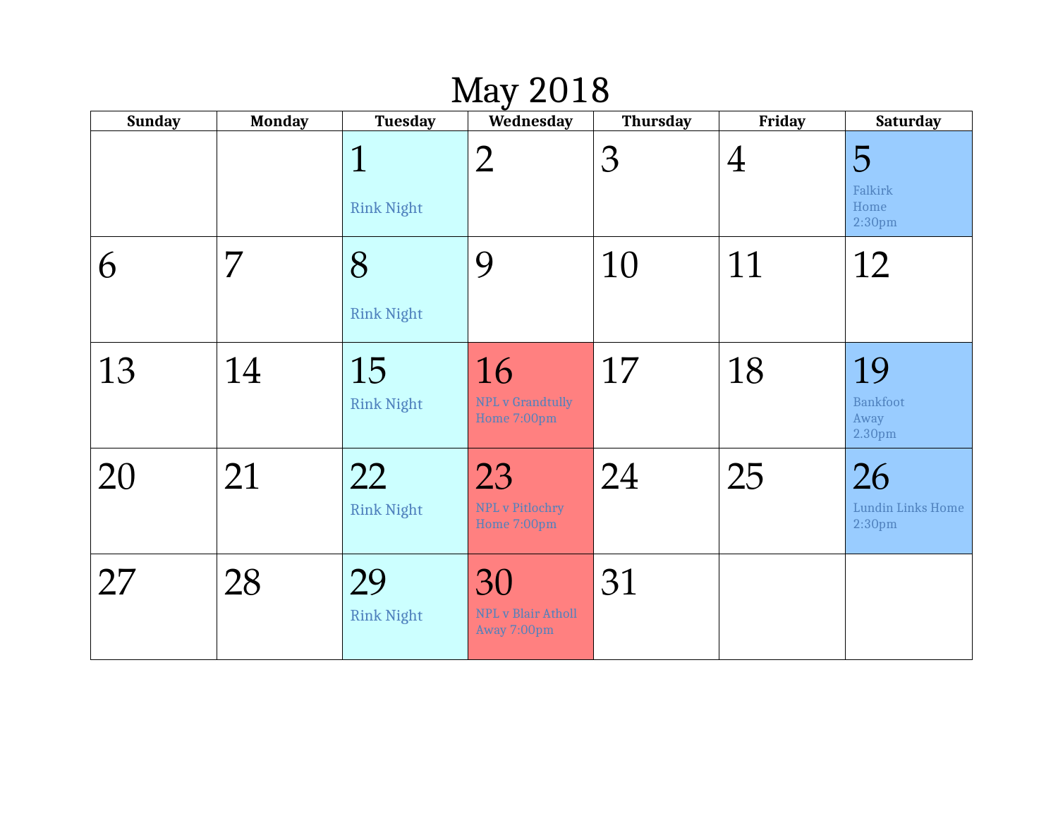# May 2018

| Sunday | Monday | Tuesday | Wednesday | Thursday | Friday | Saturday |
|---|---|---|---|---|---|---|
| | | 1 Rink Night | 2 | 3 | 4 | 5 Falkirk Home 2:30pm |
| 6 | 7 | 8 Rink Night | 9 | 10 | 11 | 12 |
| 13 | 14 | 15 Rink Night | 16 NPL v Grandtully Home 7:00pm | 17 | 18 | 19 Bankfoot Away 2.30pm |
| 20 | 21 | 22 Rink Night | 23 NPL v Pitlochry Home 7:00pm | 24 | 25 | 26 Lundin Links Home 2:30pm |
| 27 | 28 | 29 Rink Night | 30 NPL v Blair Atholl Away 7:00pm | 31 | | |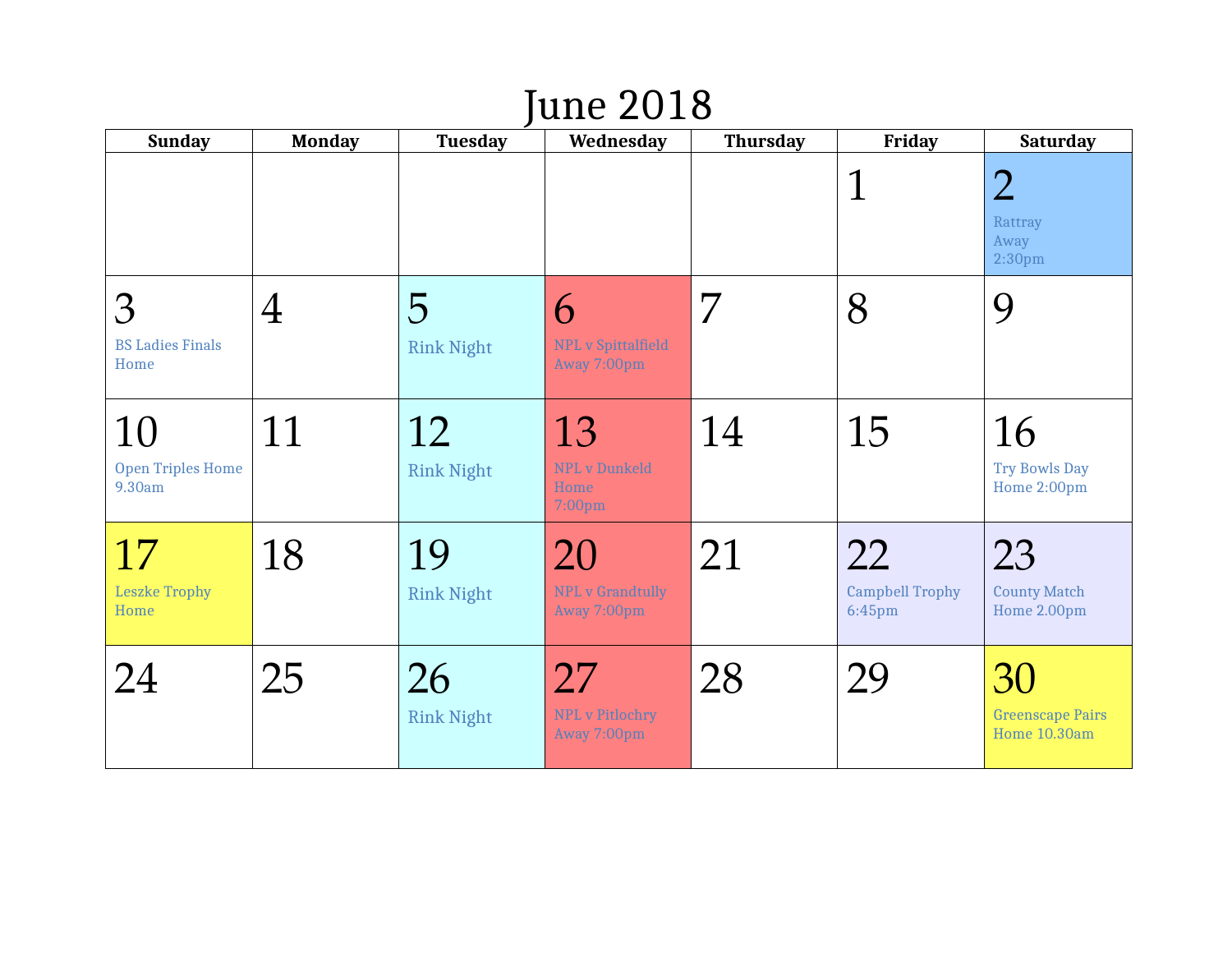# June 2018

| Sunday | Monday | Tuesday | Wednesday | Thursday | Friday | Saturday |
|---|---|---|---|---|---|---|
| | | | | | 1 | 2 Rattray Away 2:30pm |
| 3 BS Ladies Finals Home | 4 | 5 Rink Night | 6 NPL v Spittalfield Away 7:00pm | 7 | 8 | 9 |
| 10 Open Triples Home 9.30am | 11 | 12 Rink Night | 13 NPL v Dunkeld Home 7:00pm | 14 | 15 | 16 Try Bowls Day Home 2:00pm |
| 17 Leszke Trophy Home | 18 | 19 Rink Night | 20 NPL v Grandtully Away 7:00pm | 21 | 22 Campbell Trophy 6:45pm | 23 County Match Home 2.00pm |
| 24 | 25 | 26 Rink Night | 27 NPL v Pitlochry Away 7:00pm | 28 | 29 | 30 Greenscape Pairs Home 10.30am |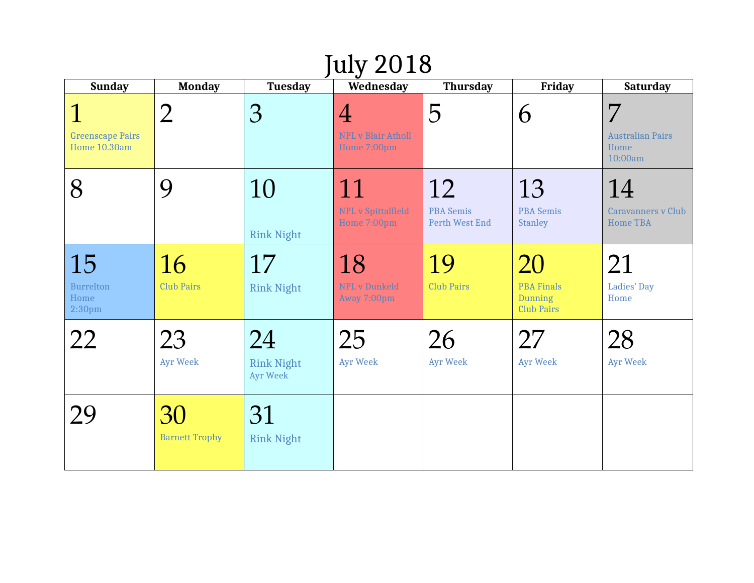# July 2018

| Sunday | Monday | Tuesday | Wednesday | Thursday | Friday | Saturday |
|---|---|---|---|---|---|---|
| 1<br>Greenscape Pairs<br>Home 10.30am | 2 | 3 | 4<br>NPL v Blair Atholl<br>Home 7:00pm | 5 | 6 | 7<br>Australian Pairs<br>Home<br>10:00am |
| 8 | 9 | 10<br>Rink Night | 11<br>NPL v Spittalfield<br>Home 7:00pm | 12<br>PBA Semis<br>Perth West End | 13<br>PBA Semis<br>Stanley | 14<br>Caravanners v Club<br>Home TBA |
| 15<br>Burrelton<br>Home<br>2:30pm | 16<br>Club Pairs | 17<br>Rink Night | 18<br>NPL v Dunkeld<br>Away 7:00pm | 19<br>Club Pairs | 20<br>PBA Finals<br>Dunning<br>Club Pairs | 21<br>Ladies' Day<br>Home |
| 22 | 23<br>Ayr Week | 24<br>Rink Night<br>Ayr Week | 25<br>Ayr Week | 26<br>Ayr Week | 27<br>Ayr Week | 28<br>Ayr Week |
| 29 | 30<br>Barnett Trophy | 31<br>Rink Night | | | | |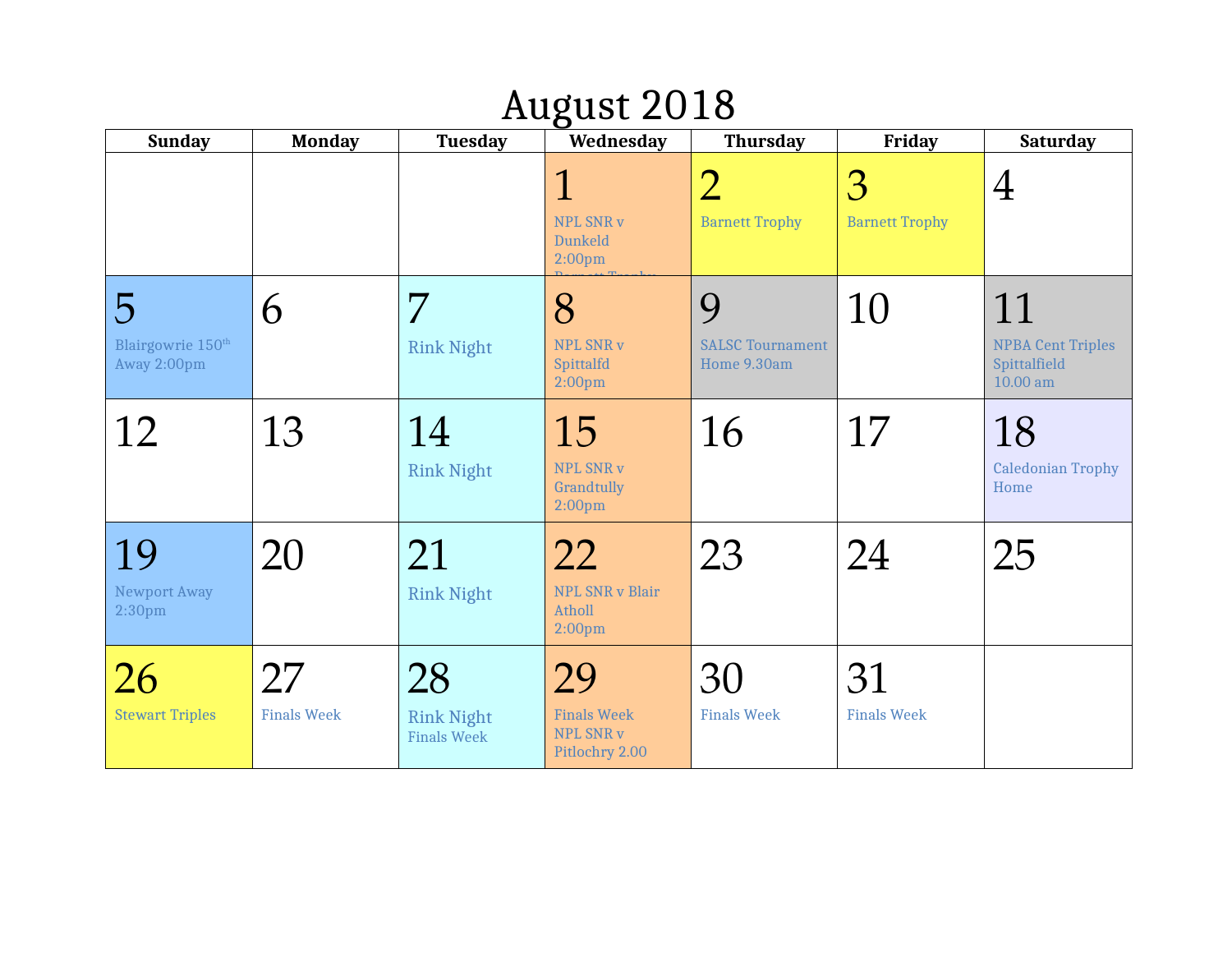# August 2018

| Sunday | Monday | Tuesday | Wednesday | Thursday | Friday | Saturday |
|---|---|---|---|---|---|---|
| | | | 1 NPL SNR v Dunkeld 2:00pm Barnett Trophy | 2 Barnett Trophy | 3 Barnett Trophy | 4 |
| 5 Blairgowrie 150th Away 2:00pm | 6 | 7 Rink Night | 8 NPL SNR v Spittalfd 2:00pm | 9 SALSC Tournament Home 9.30am | 10 | 11 NPBA Cent Triples Spittalfield 10.00 am |
| 12 | 13 | 14 Rink Night | 15 NPL SNR v Grandtully 2:00pm | 16 | 17 | 18 Caledonian Trophy Home |
| 19 Newport Away 2:30pm | 20 | 21 Rink Night | 22 NPL SNR v Blair Atholl 2:00pm | 23 | 24 | 25 |
| 26 Stewart Triples | 27 Finals Week | 28 Rink Night Finals Week | 29 Finals Week NPL SNR v Pitlochry 2.00 | 30 Finals Week | 31 Finals Week | |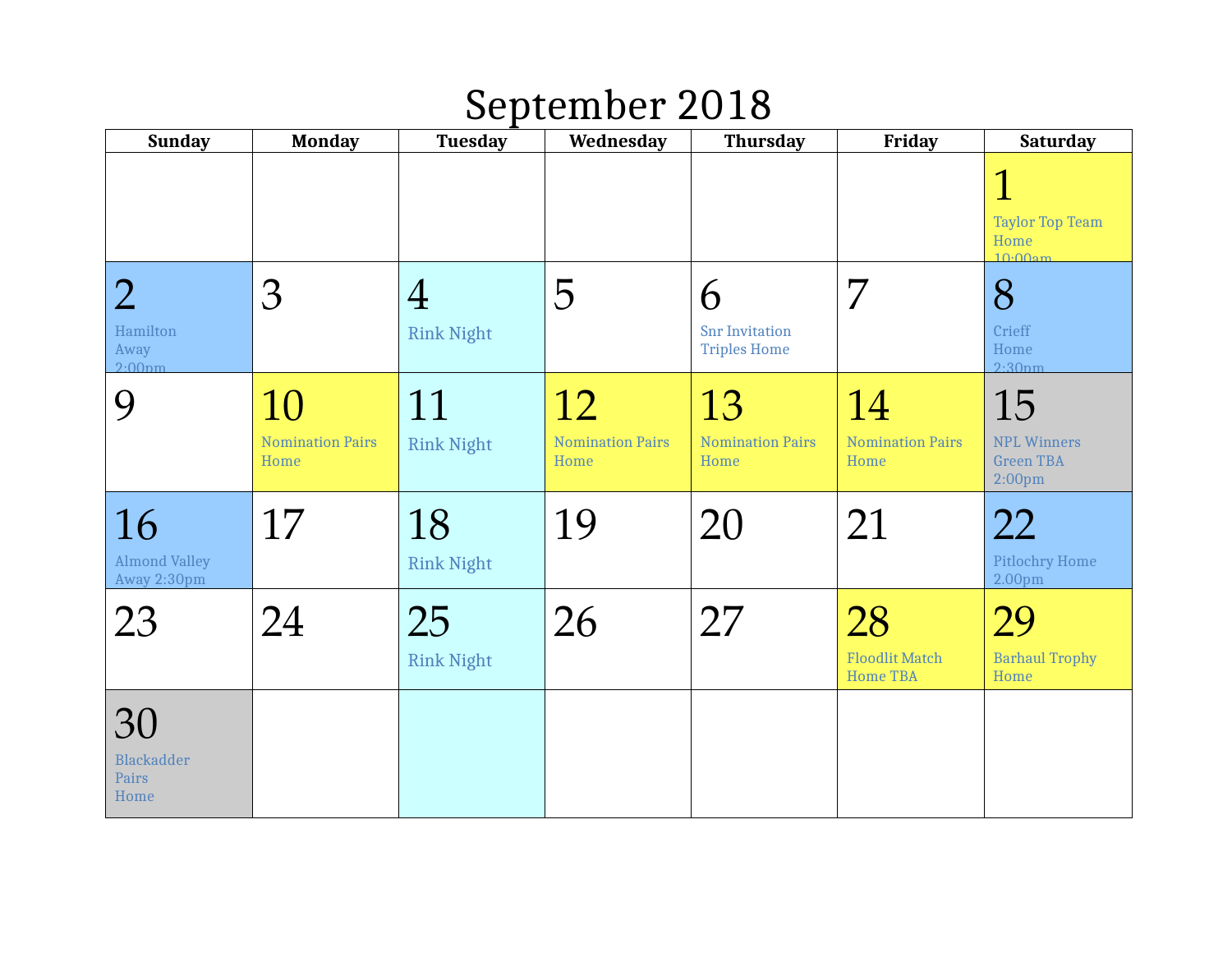# September 2018

| Sunday | Monday | Tuesday | Wednesday | Thursday | Friday | Saturday |
|---|---|---|---|---|---|---|
| | | | | | | 1 Taylor Top Team Home 10:00am |
| 2 Hamilton Away 2:00pm | 3 | 4 Rink Night | 5 | 6 Snr Invitation Triples Home | 7 | 8 Crieff Home 2:30pm |
| 9 | 10 Nomination Pairs Home | 11 Rink Night | 12 Nomination Pairs Home | 13 Nomination Pairs Home | 14 Nomination Pairs Home | 15 NPL Winners Green TBA 2:00pm |
| 16 Almond Valley Away 2:30pm | 17 | 18 Rink Night | 19 | 20 | 21 | 22 Pitlochry Home 2.00pm |
| 23 | 24 | 25 Rink Night | 26 | 27 | 28 Floodlit Match Home TBA | 29 Barhaul Trophy Home |
| 30 Blackadder Pairs Home | | | | | | |